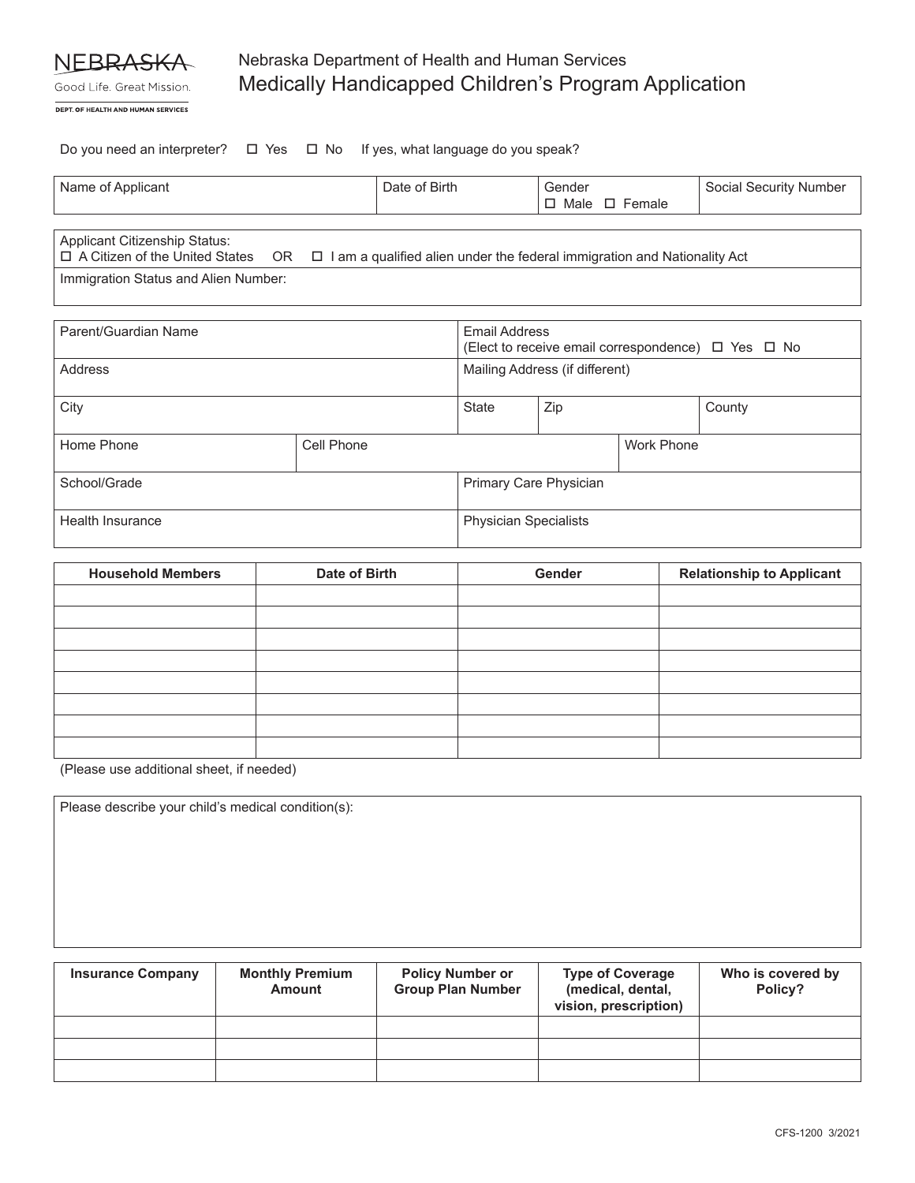NEBRASKA
Good Life. Great Mission.
DEPT. OF HEALTH AND HUMAN SERVICES

Nebraska Department of Health and Human Services

# Medically Handicapped Children's Program Application

Do you need an interpreter? ☐ Yes ☐ No If yes, what language do you speak?

| Name of Applicant | Date of Birth | Gender ☐ Male ☐ Female | Social Security Number |
|---|---|---|---|

| Applicant Citizenship Status: ☐ A Citizen of the United States OR ☐ I am a qualified alien under the federal immigration and Nationality Act |
|---|
| Immigration Status and Alien Number: |

| Parent/Guardian Name | | Email Address (Elect to receive email correspondence) ☐ Yes ☐ No | | |
|---|---|---|---|---|
| Address | | Mailing Address (if different) | | |
| City | | State | Zip | County |
| Home Phone | Cell Phone | | Work Phone | |
| School/Grade | | Primary Care Physician | | |
| Health Insurance | | Physician Specialists | | |

| Household Members | Date of Birth | Gender | Relationship to Applicant |
|---|---|---|---|
| | | | |
| | | | |
| | | | |
| | | | |
| | | | |
| | | | |
| | | | |
| | | | |

(Please use additional sheet, if needed)

Please describe your child's medical condition(s):

| Insurance Company | Monthly Premium Amount | Policy Number or Group Plan Number | Type of Coverage (medical, dental, vision, prescription) | Who is covered by Policy? |
|---|---|---|---|---|
| | | | | |
| | | | | |
| | | | | |

CFS-1200 3/2021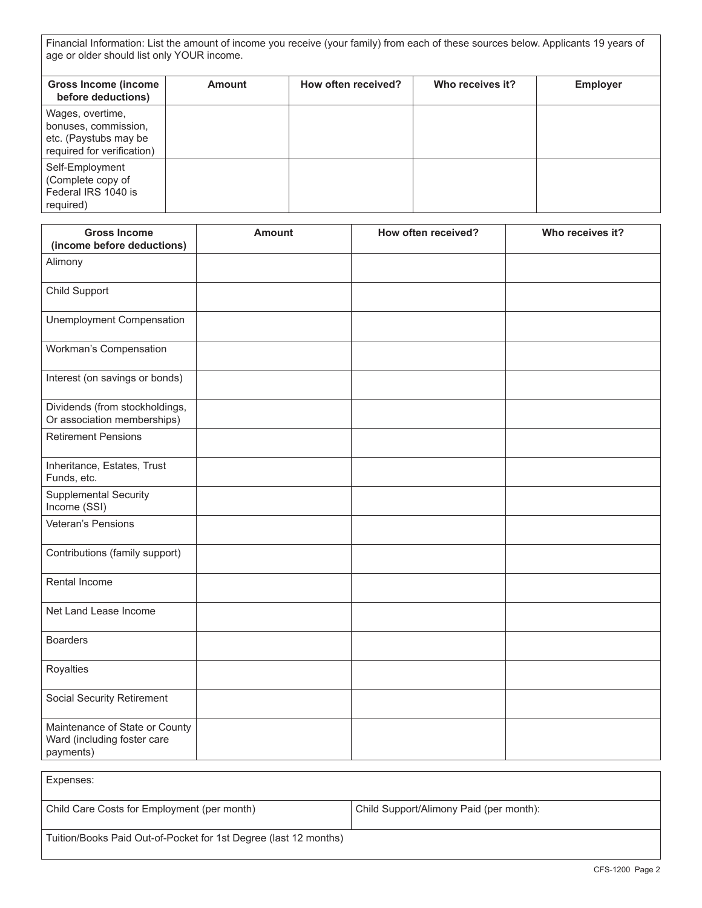Financial Information: List the amount of income you receive (your family) from each of these sources below. Applicants 19 years of age or older should list only YOUR income.

| Gross Income (income before deductions) | Amount | How often received? | Who receives it? | Employer |
|---|---|---|---|---|
| Wages, overtime, bonuses, commission, etc. (Paystubs may be required for verification) | | | | |
| Self-Employment (Complete copy of Federal IRS 1040 is required) | | | | |

| Gross Income (income before deductions) | Amount | How often received? | Who receives it? |
|---|---|---|---|
| Alimony | | | |
| Child Support | | | |
| Unemployment Compensation | | | |
| Workman's Compensation | | | |
| Interest (on savings or bonds) | | | |
| Dividends (from stockholdings, Or association memberships) | | | |
| Retirement Pensions | | | |
| Inheritance, Estates, Trust Funds, etc. | | | |
| Supplemental Security Income (SSI) | | | |
| Veteran's Pensions | | | |
| Contributions (family support) | | | |
| Rental Income | | | |
| Net Land Lease Income | | | |
| Boarders | | | |
| Royalties | | | |
| Social Security Retirement | | | |
| Maintenance of State or County Ward (including foster care payments) | | | |

| Expenses: | |
|---|---|
| Child Care Costs for Employment (per month) | Child Support/Alimony Paid (per month): |
| Tuition/Books Paid Out-of-Pocket for 1st Degree (last 12 months) | |

CFS-1200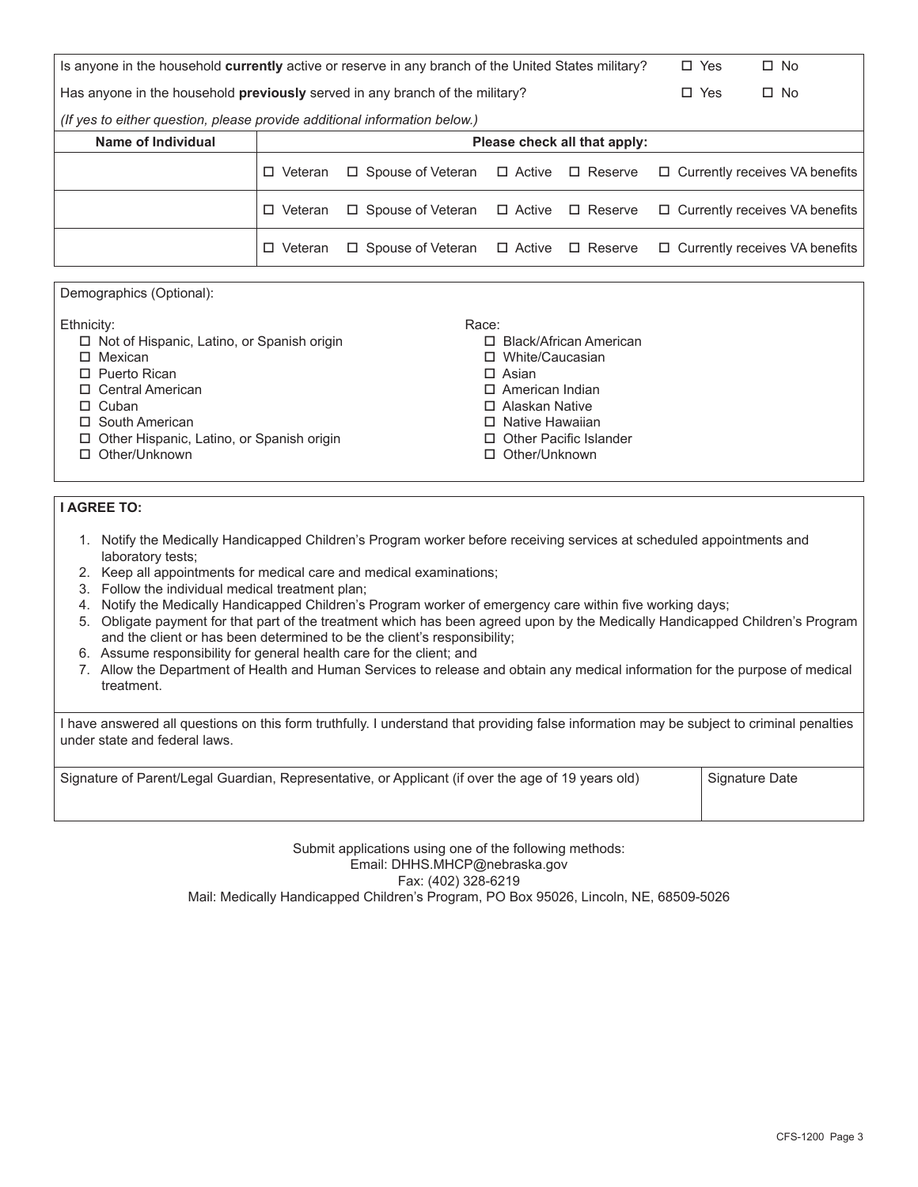| Is anyone in the household **currently** active or reserve in any branch of the United States military? | ☐ Yes | ☐ No |
|---|---|---|
| Has anyone in the household **previously** served in any branch of the military? | ☐ Yes | ☐ No |

*(If yes to either question, please provide additional information below.)*

| Name of Individual | Please check all that apply: |
|---|---|
| | ☐ Veteran ☐ Spouse of Veteran ☐ Active ☐ Reserve ☐ Currently receives VA benefits |
| | ☐ Veteran ☐ Spouse of Veteran ☐ Active ☐ Reserve ☐ Currently receives VA benefits |
| | ☐ Veteran ☐ Spouse of Veteran ☐ Active ☐ Reserve ☐ Currently receives VA benefits |

Demographics (Optional):

Ethnicity:
- ☐ Not of Hispanic, Latino, or Spanish origin
- ☐ Mexican
- ☐ Puerto Rican
- ☐ Central American
- ☐ Cuban
- ☐ South American
- ☐ Other Hispanic, Latino, or Spanish origin
- ☐ Other/Unknown

Race:
- ☐ Black/African American
- ☐ White/Caucasian
- ☐ Asian
- ☐ American Indian
- ☐ Alaskan Native
- ☐ Native Hawaiian
- ☐ Other Pacific Islander
- ☐ Other/Unknown

**I AGREE TO:**

1. Notify the Medically Handicapped Children's Program worker before receiving services at scheduled appointments and laboratory tests;
2. Keep all appointments for medical care and medical examinations;
3. Follow the individual medical treatment plan;
4. Notify the Medically Handicapped Children's Program worker of emergency care within five working days;
5. Obligate payment for that part of the treatment which has been agreed upon by the Medically Handicapped Children's Program and the client or has been determined to be the client's responsibility;
6. Assume responsibility for general health care for the client; and
7. Allow the Department of Health and Human Services to release and obtain any medical information for the purpose of medical treatment.

I have answered all questions on this form truthfully. I understand that providing false information may be subject to criminal penalties under state and federal laws.

| Signature of Parent/Legal Guardian, Representative, or Applicant (if over the age of 19 years old) | Signature Date |
|---|---|
| | |

Submit applications using one of the following methods:
Email: DHHS.MHCP@nebraska.gov
Fax: (402) 328-6219
Mail: Medically Handicapped Children's Program, PO Box 95026, Lincoln, NE, 68509-5026

CFS-1200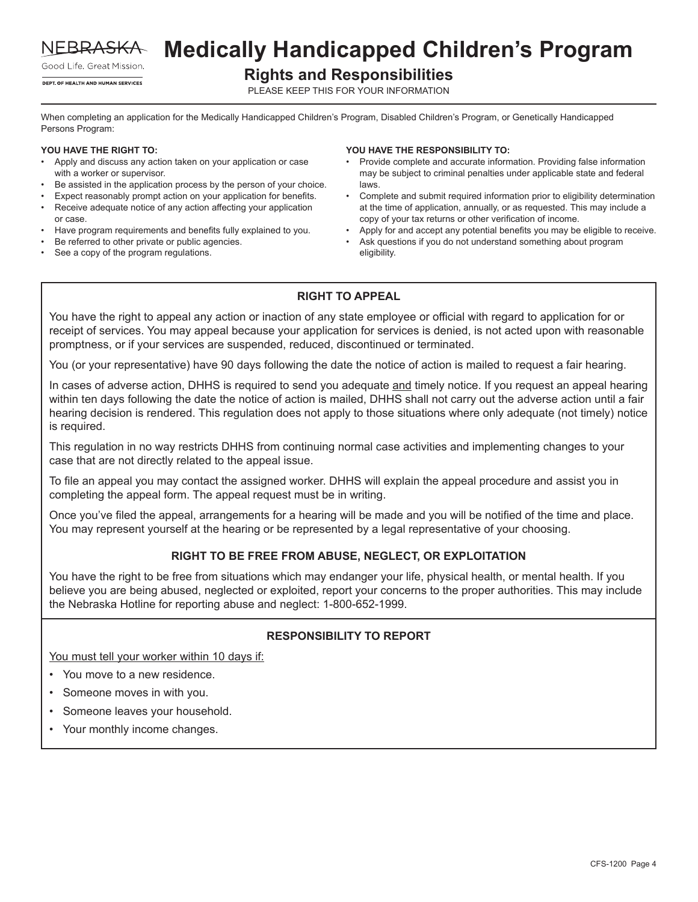NEBRASKA
Good Life. Great Mission.
DEPT. OF HEALTH AND HUMAN SERVICES

# Medically Handicapped Children's Program

## Rights and Responsibilities

PLEASE KEEP THIS FOR YOUR INFORMATION

When completing an application for the Medically Handicapped Children's Program, Disabled Children's Program, or Genetically Handicapped Persons Program:

**YOU HAVE THE RIGHT TO:**

- Apply and discuss any action taken on your application or case with a worker or supervisor.
- Be assisted in the application process by the person of your choice.
- Expect reasonably prompt action on your application for benefits.
- Receive adequate notice of any action affecting your application or case.
- Have program requirements and benefits fully explained to you.
- Be referred to other private or public agencies.
- See a copy of the program regulations.

**YOU HAVE THE RESPONSIBILITY TO:**

- Provide complete and accurate information. Providing false information may be subject to criminal penalties under applicable state and federal laws.
- Complete and submit required information prior to eligibility determination at the time of application, annually, or as requested. This may include a copy of your tax returns or other verification of income.
- Apply for and accept any potential benefits you may be eligible to receive.
- Ask questions if you do not understand something about program eligibility.

### RIGHT TO APPEAL

You have the right to appeal any action or inaction of any state employee or official with regard to application for or receipt of services. You may appeal because your application for services is denied, is not acted upon with reasonable promptness, or if your services are suspended, reduced, discontinued or terminated.

You (or your representative) have 90 days following the date the notice of action is mailed to request a fair hearing.

In cases of adverse action, DHHS is required to send you adequate <u>and</u> timely notice. If you request an appeal hearing within ten days following the date the notice of action is mailed, DHHS shall not carry out the adverse action until a fair hearing decision is rendered. This regulation does not apply to those situations where only adequate (not timely) notice is required.

This regulation in no way restricts DHHS from continuing normal case activities and implementing changes to your case that are not directly related to the appeal issue.

To file an appeal you may contact the assigned worker. DHHS will explain the appeal procedure and assist you in completing the appeal form. The appeal request must be in writing.

Once you've filed the appeal, arrangements for a hearing will be made and you will be notified of the time and place. You may represent yourself at the hearing or be represented by a legal representative of your choosing.

### RIGHT TO BE FREE FROM ABUSE, NEGLECT, OR EXPLOITATION

You have the right to be free from situations which may endanger your life, physical health, or mental health. If you believe you are being abused, neglected or exploited, report your concerns to the proper authorities. This may include the Nebraska Hotline for reporting abuse and neglect: 1-800-652-1999.

### RESPONSIBILITY TO REPORT

<u>You must tell your worker within 10 days if:</u>

- You move to a new residence.
- Someone moves in with you.
- Someone leaves your household.
- Your monthly income changes.

CFS-1200